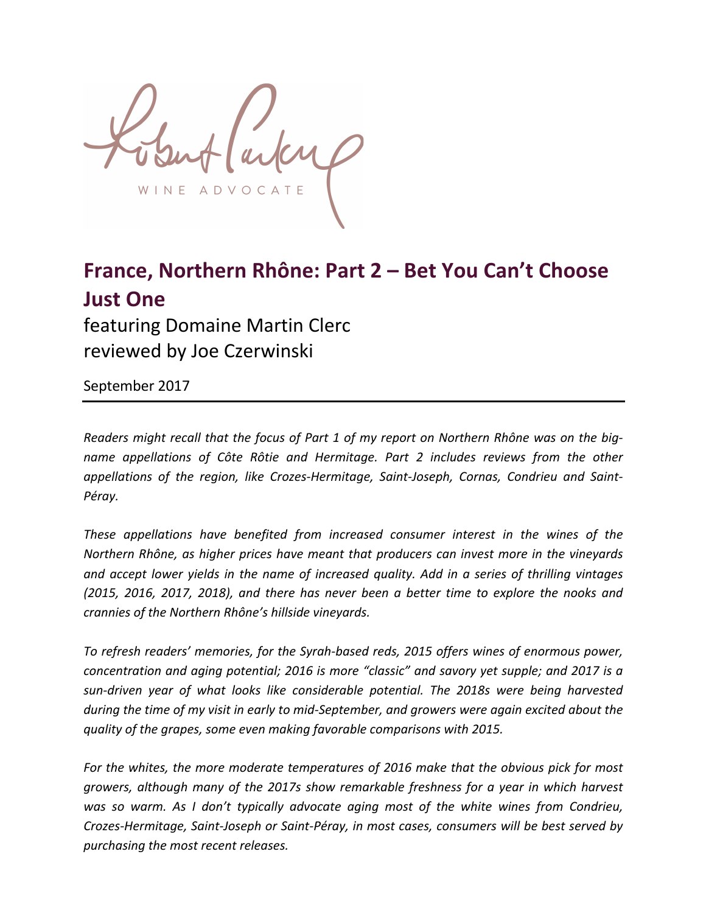Robert Parker WINE ADVOCATE

# France, Northern Rhône: Part 2 – Bet You Can't Choose Just One

featuring Domaine Martin Clerc
reviewed by Joe Czerwinski

September 2017

---

*Readers might recall that the focus of Part 1 of my report on Northern Rhône was on the big-name appellations of Côte Rôtie and Hermitage. Part 2 includes reviews from the other appellations of the region, like Crozes-Hermitage, Saint-Joseph, Cornas, Condrieu and Saint-Péray.*

*These appellations have benefited from increased consumer interest in the wines of the Northern Rhône, as higher prices have meant that producers can invest more in the vineyards and accept lower yields in the name of increased quality. Add in a series of thrilling vintages (2015, 2016, 2017, 2018), and there has never been a better time to explore the nooks and crannies of the Northern Rhône's hillside vineyards.*

*To refresh readers' memories, for the Syrah-based reds, 2015 offers wines of enormous power, concentration and aging potential; 2016 is more "classic" and savory yet supple; and 2017 is a sun-driven year of what looks like considerable potential. The 2018s were being harvested during the time of my visit in early to mid-September, and growers were again excited about the quality of the grapes, some even making favorable comparisons with 2015.*

*For the whites, the more moderate temperatures of 2016 make that the obvious pick for most growers, although many of the 2017s show remarkable freshness for a year in which harvest was so warm. As I don't typically advocate aging most of the white wines from Condrieu, Crozes-Hermitage, Saint-Joseph or Saint-Péray, in most cases, consumers will be best served by purchasing the most recent releases.*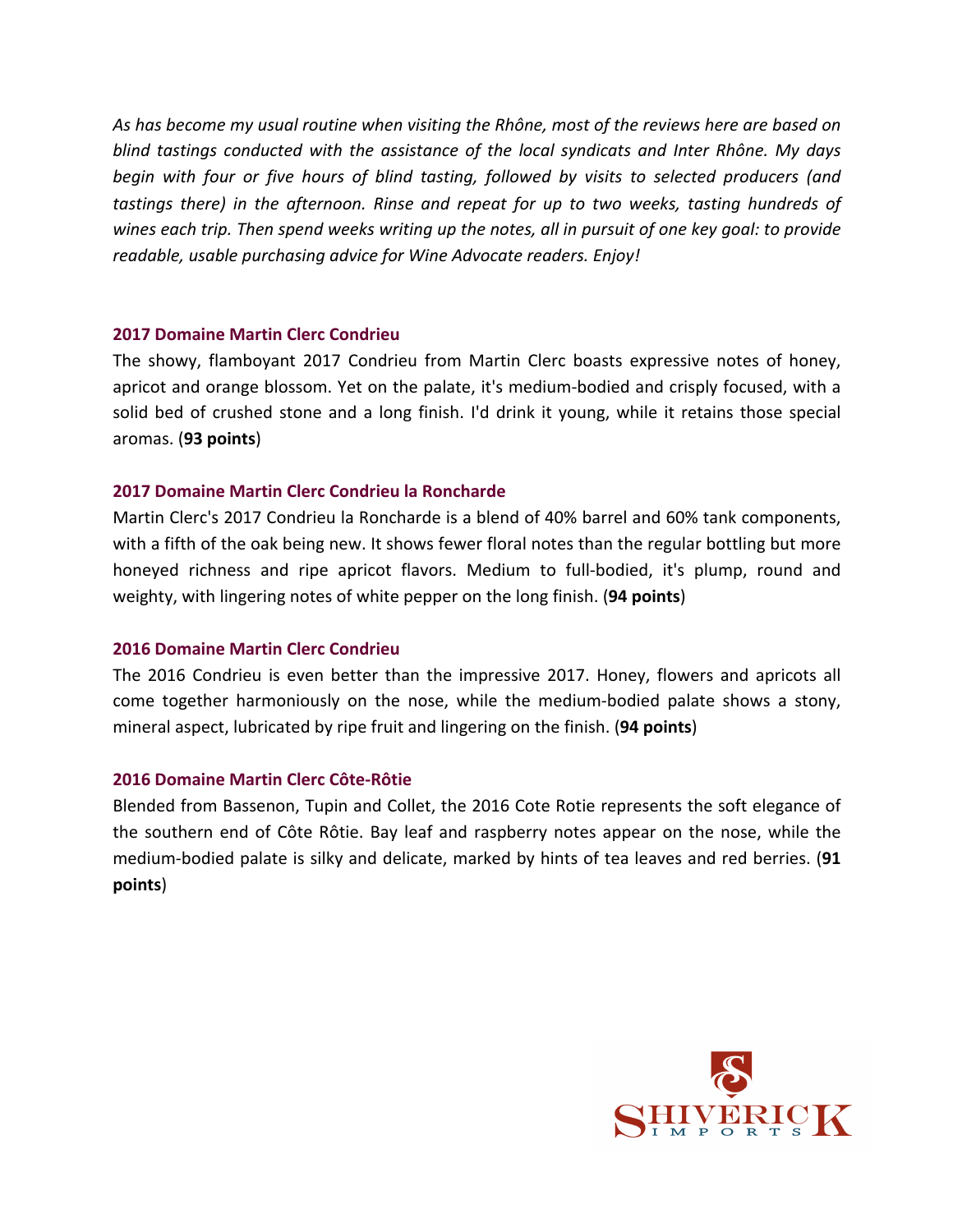*As has become my usual routine when visiting the Rhône, most of the reviews here are based on blind tastings conducted with the assistance of the local syndicats and Inter Rhône. My days begin with four or five hours of blind tasting, followed by visits to selected producers (and tastings there) in the afternoon. Rinse and repeat for up to two weeks, tasting hundreds of wines each trip. Then spend weeks writing up the notes, all in pursuit of one key goal: to provide readable, usable purchasing advice for Wine Advocate readers. Enjoy!*

### 2017 Domaine Martin Clerc Condrieu

The showy, flamboyant 2017 Condrieu from Martin Clerc boasts expressive notes of honey, apricot and orange blossom. Yet on the palate, it's medium-bodied and crisply focused, with a solid bed of crushed stone and a long finish. I'd drink it young, while it retains those special aromas. (**93 points**)

### 2017 Domaine Martin Clerc Condrieu la Roncharde

Martin Clerc's 2017 Condrieu la Roncharde is a blend of 40% barrel and 60% tank components, with a fifth of the oak being new. It shows fewer floral notes than the regular bottling but more honeyed richness and ripe apricot flavors. Medium to full-bodied, it's plump, round and weighty, with lingering notes of white pepper on the long finish. (**94 points**)

### 2016 Domaine Martin Clerc Condrieu

The 2016 Condrieu is even better than the impressive 2017. Honey, flowers and apricots all come together harmoniously on the nose, while the medium-bodied palate shows a stony, mineral aspect, lubricated by ripe fruit and lingering on the finish. (**94 points**)

### 2016 Domaine Martin Clerc Côte-Rôtie

Blended from Bassenon, Tupin and Collet, the 2016 Cote Rotie represents the soft elegance of the southern end of Côte Rôtie. Bay leaf and raspberry notes appear on the nose, while the medium-bodied palate is silky and delicate, marked by hints of tea leaves and red berries. (**91 points**)

SHIVERICK IMPORTS